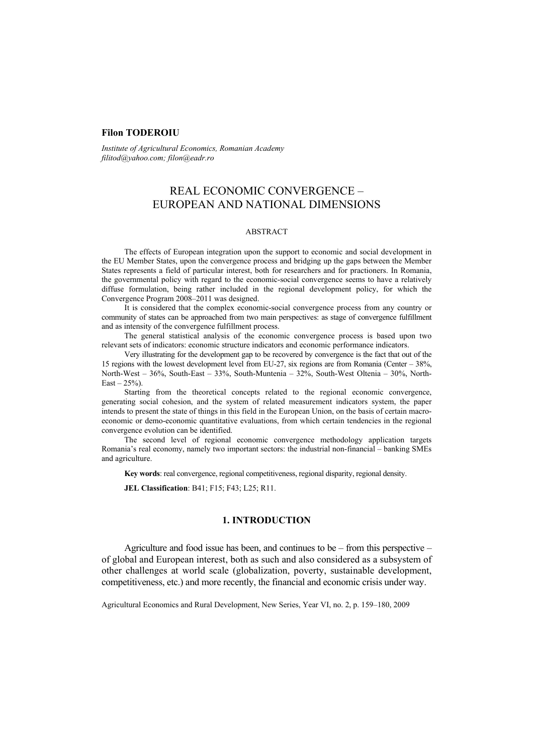**Filon TODEROIU**

*Institute of Agricultural Economics, Romanian Academy*
*filitod@yahoo.com; filon@eadr.ro*

# REAL ECONOMIC CONVERGENCE – EUROPEAN AND NATIONAL DIMENSIONS

## ABSTRACT

The effects of European integration upon the support to economic and social development in the EU Member States, upon the convergence process and bridging up the gaps between the Member States represents a field of particular interest, both for researchers and for practioners. In Romania, the governmental policy with regard to the economic-social convergence seems to have a relatively diffuse formulation, being rather included in the regional development policy, for which the Convergence Program 2008–2011 was designed.

It is considered that the complex economic-social convergence process from any country or community of states can be approached from two main perspectives: as stage of convergence fulfillment and as intensity of the convergence fulfillment process.

The general statistical analysis of the economic convergence process is based upon two relevant sets of indicators: economic structure indicators and economic performance indicators.

Very illustrating for the development gap to be recovered by convergence is the fact that out of the 15 regions with the lowest development level from EU-27, six regions are from Romania (Center – 38%, North-West – 36%, South-East – 33%, South-Muntenia – 32%, South-West Oltenia – 30%, North-East – 25%).

Starting from the theoretical concepts related to the regional economic convergence, generating social cohesion, and the system of related measurement indicators system, the paper intends to present the state of things in this field in the European Union, on the basis of certain macro-economic or demo-economic quantitative evaluations, from which certain tendencies in the regional convergence evolution can be identified.

The second level of regional economic convergence methodology application targets Romania's real economy, namely two important sectors: the industrial non-financial – banking SMEs and agriculture.

**Key words**: real convergence, regional competitiveness, regional disparity, regional density.

**JEL Classification**: B41; F15; F43; L25; R11.

## 1. INTRODUCTION

Agriculture and food issue has been, and continues to be – from this perspective – of global and European interest, both as such and also considered as a subsystem of other challenges at world scale (globalization, poverty, sustainable development, competitiveness, etc.) and more recently, the financial and economic crisis under way.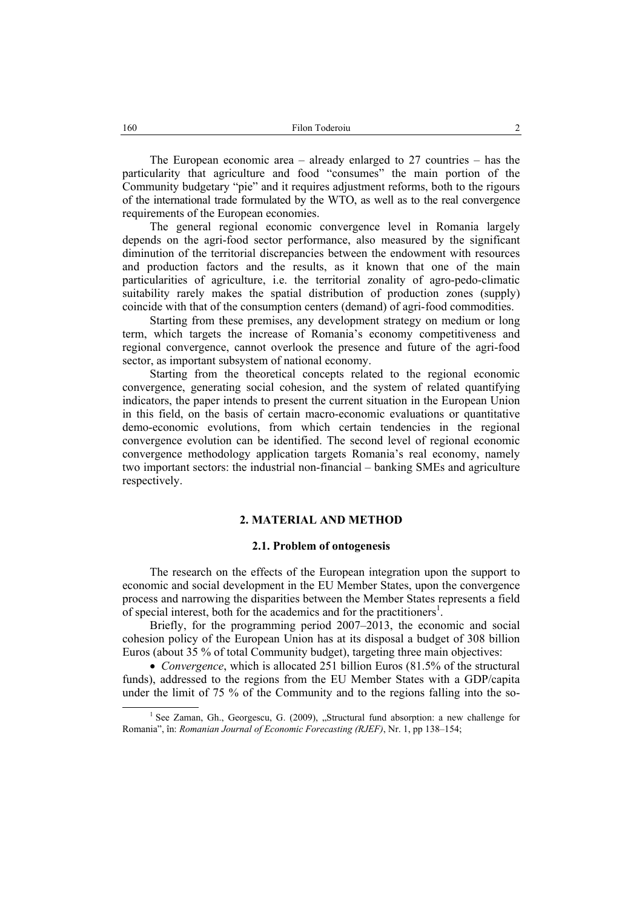The European economic area – already enlarged to 27 countries – has the particularity that agriculture and food "consumes" the main portion of the Community budgetary "pie" and it requires adjustment reforms, both to the rigours of the international trade formulated by the WTO, as well as to the real convergence requirements of the European economies.

The general regional economic convergence level in Romania largely depends on the agri-food sector performance, also measured by the significant diminution of the territorial discrepancies between the endowment with resources and production factors and the results, as it known that one of the main particularities of agriculture, i.e. the territorial zonality of agro-pedo-climatic suitability rarely makes the spatial distribution of production zones (supply) coincide with that of the consumption centers (demand) of agri-food commodities.

Starting from these premises, any development strategy on medium or long term, which targets the increase of Romania's economy competitiveness and regional convergence, cannot overlook the presence and future of the agri-food sector, as important subsystem of national economy.

Starting from the theoretical concepts related to the regional economic convergence, generating social cohesion, and the system of related quantifying indicators, the paper intends to present the current situation in the European Union in this field, on the basis of certain macro-economic evaluations or quantitative demo-economic evolutions, from which certain tendencies in the regional convergence evolution can be identified. The second level of regional economic convergence methodology application targets Romania's real economy, namely two important sectors: the industrial non-financial – banking SMEs and agriculture respectively.

## 2. MATERIAL AND METHOD

### 2.1. Problem of ontogenesis

The research on the effects of the European integration upon the support to economic and social development in the EU Member States, upon the convergence process and narrowing the disparities between the Member States represents a field of special interest, both for the academics and for the practitioners[1].

Briefly, for the programming period 2007–2013, the economic and social cohesion policy of the European Union has at its disposal a budget of 308 billion Euros (about 35 % of total Community budget), targeting three main objectives:

- *Convergence*, which is allocated 251 billion Euros (81.5% of the structural funds), addressed to the regions from the EU Member States with a GDP/capita under the limit of 75 % of the Community and to the regions falling into the so-

---

[1] See Zaman, Gh., Georgescu, G. (2009), „Structural fund absorption: a new challenge for Romania", în: *Romanian Journal of Economic Forecasting (RJEF)*, Nr. 1, pp 138–154;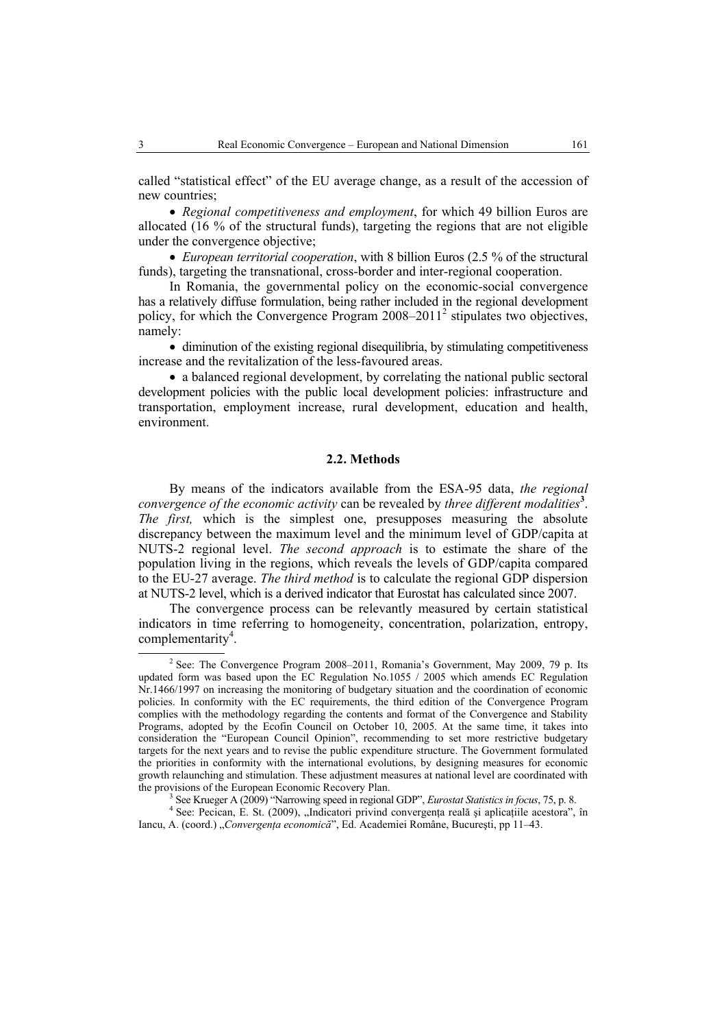called "statistical effect" of the EU average change, as a result of the accession of new countries;

- *Regional competitiveness and employment*, for which 49 billion Euros are allocated (16 % of the structural funds), targeting the regions that are not eligible under the convergence objective;
- *European territorial cooperation*, with 8 billion Euros (2.5 % of the structural funds), targeting the transnational, cross-border and inter-regional cooperation.

In Romania, the governmental policy on the economic-social convergence has a relatively diffuse formulation, being rather included in the regional development policy, for which the Convergence Program 2008–2011[2] stipulates two objectives, namely:

- diminution of the existing regional disequilibria, by stimulating competitiveness increase and the revitalization of the less-favoured areas.
- a balanced regional development, by correlating the national public sectoral development policies with the public local development policies: infrastructure and transportation, employment increase, rural development, education and health, environment.

### 2.2. Methods

By means of the indicators available from the ESA-95 data, *the regional convergence of the economic activity* can be revealed by *three different modalities*[3]. *The first,* which is the simplest one, presupposes measuring the absolute discrepancy between the maximum level and the minimum level of GDP/capita at NUTS-2 regional level. *The second approach* is to estimate the share of the population living in the regions, which reveals the levels of GDP/capita compared to the EU-27 average. *The third method* is to calculate the regional GDP dispersion at NUTS-2 level, which is a derived indicator that Eurostat has calculated since 2007.

The convergence process can be relevantly measured by certain statistical indicators in time referring to homogeneity, concentration, polarization, entropy, complementarity[4].

---

[2] See: The Convergence Program 2008–2011, Romania's Government, May 2009, 79 p. Its updated form was based upon the EC Regulation No.1055 / 2005 which amends EC Regulation Nr.1466/1997 on increasing the monitoring of budgetary situation and the coordination of economic policies. In conformity with the EC requirements, the third edition of the Convergence Program complies with the methodology regarding the contents and format of the Convergence and Stability Programs, adopted by the Ecofin Council on October 10, 2005. At the same time, it takes into consideration the "European Council Opinion", recommending to set more restrictive budgetary targets for the next years and to revise the public expenditure structure. The Government formulated the priorities in conformity with the international evolutions, by designing measures for economic growth relaunching and stimulation. These adjustment measures at national level are coordinated with the provisions of the European Economic Recovery Plan.

[3] See Krueger A (2009) "Narrowing speed in regional GDP", *Eurostat Statistics in focus*, 75, p. 8.

[4] See: Pecican, E. St. (2009), „Indicatori privind convergența reală şi aplicațiile acestora", în Iancu, A. (coord.) „*Convergența economică*", Ed. Academiei Române, Bucureşti, pp 11–43.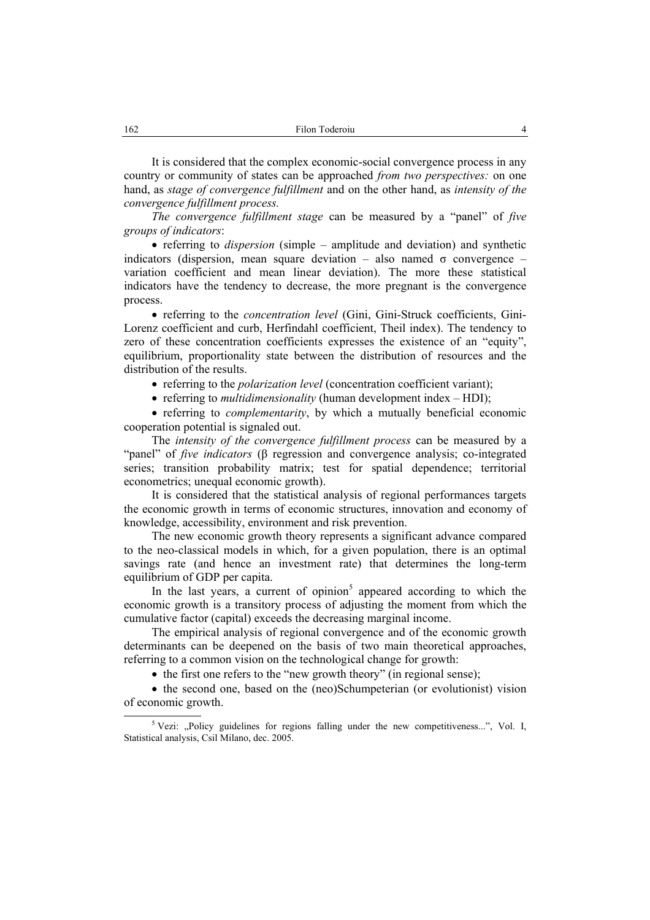It is considered that the complex economic-social convergence process in any country or community of states can be approached *from two perspectives:* on one hand, as *stage of convergence fulfillment* and on the other hand, as *intensity of the convergence fulfillment process.*

*The convergence fulfillment stage* can be measured by a "panel" of *five groups of indicators*:

- referring to *dispersion* (simple – amplitude and deviation) and synthetic indicators (dispersion, mean square deviation – also named σ convergence – variation coefficient and mean linear deviation). The more these statistical indicators have the tendency to decrease, the more pregnant is the convergence process.
- referring to the *concentration level* (Gini, Gini-Struck coefficients, Gini-Lorenz coefficient and curb, Herfindahl coefficient, Theil index). The tendency to zero of these concentration coefficients expresses the existence of an "equity", equilibrium, proportionality state between the distribution of resources and the distribution of the results.
- referring to the *polarization level* (concentration coefficient variant);
- referring to *multidimensionality* (human development index – HDI);
- referring to *complementarity*, by which a mutually beneficial economic cooperation potential is signaled out.

The *intensity of the convergence fulfillment process* can be measured by a "panel" of *five indicators* (β regression and convergence analysis; co-integrated series; transition probability matrix; test for spatial dependence; territorial econometrics; unequal economic growth).

It is considered that the statistical analysis of regional performances targets the economic growth in terms of economic structures, innovation and economy of knowledge, accessibility, environment and risk prevention.

The new economic growth theory represents a significant advance compared to the neo-classical models in which, for a given population, there is an optimal savings rate (and hence an investment rate) that determines the long-term equilibrium of GDP per capita.

In the last years, a current of opinion[5] appeared according to which the economic growth is a transitory process of adjusting the moment from which the cumulative factor (capital) exceeds the decreasing marginal income.

The empirical analysis of regional convergence and of the economic growth determinants can be deepened on the basis of two main theoretical approaches, referring to a common vision on the technological change for growth:

- the first one refers to the "new growth theory" (in regional sense);
- the second one, based on the (neo)Schumpeterian (or evolutionist) vision of economic growth.

[5] Vezi: „Policy guidelines for regions falling under the new competitiveness...", Vol. I, Statistical analysis, Csil Milano, dec. 2005.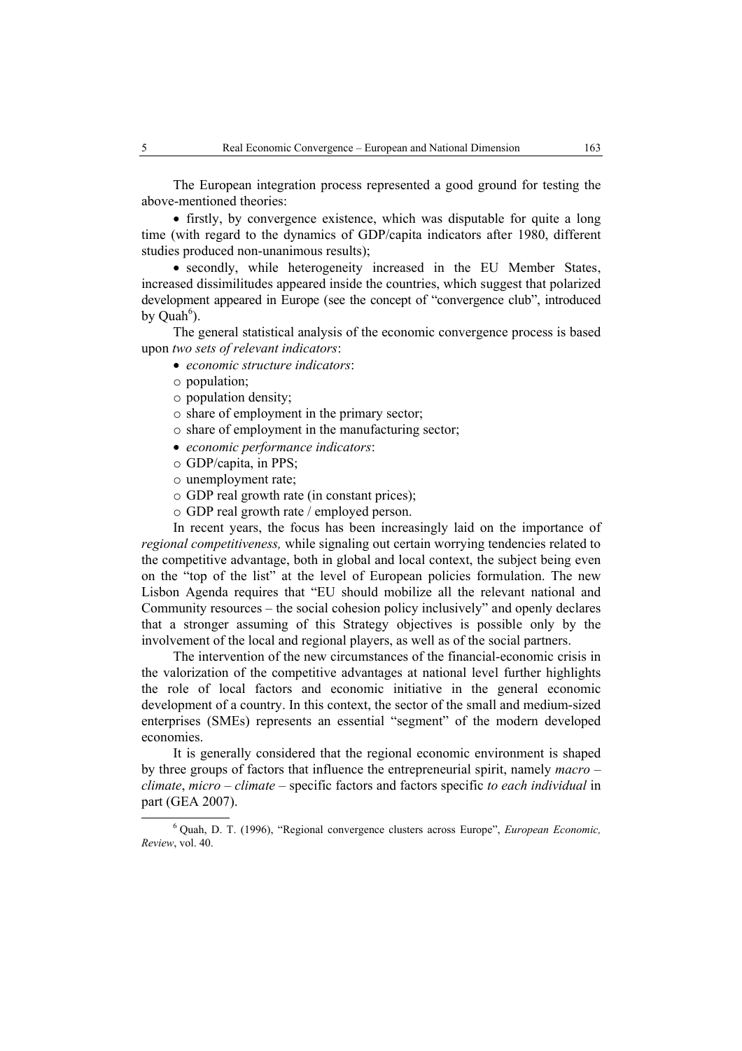The European integration process represented a good ground for testing the above-mentioned theories:

- firstly, by convergence existence, which was disputable for quite a long time (with regard to the dynamics of GDP/capita indicators after 1980, different studies produced non-unanimous results);
- secondly, while heterogeneity increased in the EU Member States, increased dissimilitudes appeared inside the countries, which suggest that polarized development appeared in Europe (see the concept of "convergence club", introduced by Quah[6]).

The general statistical analysis of the economic convergence process is based upon *two sets of relevant indicators*:

- *economic structure indicators*:
  - population;
  - population density;
  - share of employment in the primary sector;
  - share of employment in the manufacturing sector;
- *economic performance indicators*:
  - GDP/capita, in PPS;
  - unemployment rate;
  - GDP real growth rate (in constant prices);
  - GDP real growth rate / employed person.

In recent years, the focus has been increasingly laid on the importance of *regional competitiveness,* while signaling out certain worrying tendencies related to the competitive advantage, both in global and local context, the subject being even on the "top of the list" at the level of European policies formulation. The new Lisbon Agenda requires that "EU should mobilize all the relevant national and Community resources – the social cohesion policy inclusively" and openly declares that a stronger assuming of this Strategy objectives is possible only by the involvement of the local and regional players, as well as of the social partners.

The intervention of the new circumstances of the financial-economic crisis in the valorization of the competitive advantages at national level further highlights the role of local factors and economic initiative in the general economic development of a country. In this context, the sector of the small and medium-sized enterprises (SMEs) represents an essential "segment" of the modern developed economies.

It is generally considered that the regional economic environment is shaped by three groups of factors that influence the entrepreneurial spirit, namely *macro – climate*, *micro – climate* – specific factors and factors specific *to each individual* in part (GEA 2007).

[6] Quah, D. T. (1996), "Regional convergence clusters across Europe", *European Economic, Review*, vol. 40.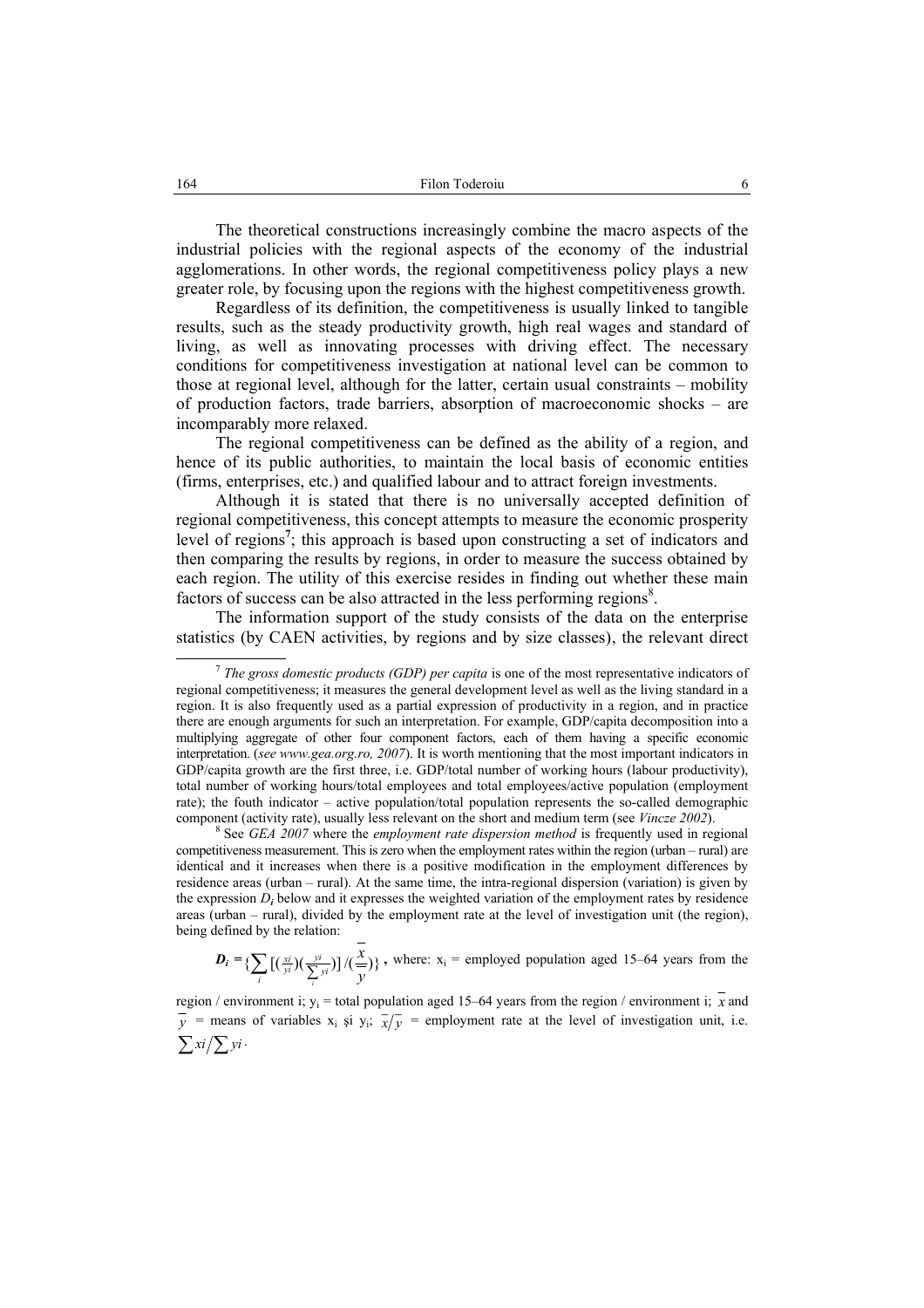The theoretical constructions increasingly combine the macro aspects of the industrial policies with the regional aspects of the economy of the industrial agglomerations. In other words, the regional competitiveness policy plays a new greater role, by focusing upon the regions with the highest competitiveness growth.

Regardless of its definition, the competitiveness is usually linked to tangible results, such as the steady productivity growth, high real wages and standard of living, as well as innovating processes with driving effect. The necessary conditions for competitiveness investigation at national level can be common to those at regional level, although for the latter, certain usual constraints – mobility of production factors, trade barriers, absorption of macroeconomic shocks – are incomparably more relaxed.

The regional competitiveness can be defined as the ability of a region, and hence of its public authorities, to maintain the local basis of economic entities (firms, enterprises, etc.) and qualified labour and to attract foreign investments.

Although it is stated that there is no universally accepted definition of regional competitiveness, this concept attempts to measure the economic prosperity level of regions[7]; this approach is based upon constructing a set of indicators and then comparing the results by regions, in order to measure the success obtained by each region. The utility of this exercise resides in finding out whether these main factors of success can be also attracted in the less performing regions[8].

The information support of the study consists of the data on the enterprise statistics (by CAEN activities, by regions and by size classes), the relevant direct

---

[7] *The gross domestic products (GDP) per capita* is one of the most representative indicators of regional competitiveness; it measures the general development level as well as the living standard in a region. It is also frequently used as a partial expression of productivity in a region, and in practice there are enough arguments for such an interpretation. For example, GDP/capita decomposition into a multiplying aggregate of other four component factors, each of them having a specific economic interpretation. (*see www.gea.org.ro, 2007*). It is worth mentioning that the most important indicators in GDP/capita growth are the first three, i.e. GDP/total number of working hours (labour productivity), total number of working hours/total employees and total employees/active population (employment rate); the fouth indicator – active population/total population represents the so-called demographic component (activity rate), usually less relevant on the short and medium term (see *Vincze 2002*).

[8] See *GEA 2007* where the *employment rate dispersion method* is frequently used in regional competitiveness measurement. This is zero when the employment rates within the region (urban – rural) are identical and it increases when there is a positive modification in the employment differences by residence areas (urban – rural). At the same time, the intra-regional dispersion (variation) is given by the expression $D_i$ below and it expresses the weighted variation of the employment rates by residence areas (urban – rural), divided by the employment rate at the level of investigation unit (the region), being defined by the relation:

$$D_i = \left\{\sum_i \left[\left(\tfrac{x_i}{y_i}\right)\left(\tfrac{y_i}{\sum_i y_i}\right)\right] / \left(\frac{\overline{x}}{\overline{y}}\right)\right\},$$ where: $x_i$ = employed population aged 15–64 years from the region / environment i; $y_i$ = total population aged 15–64 years from the region / environment i; $\overline{x}$ and $\overline{y}$ = means of variables $x_i$ şi $y_i$; $\overline{x}/\overline{y}$ = employment rate at the level of investigation unit, i.e. $\sum xi / \sum yi$.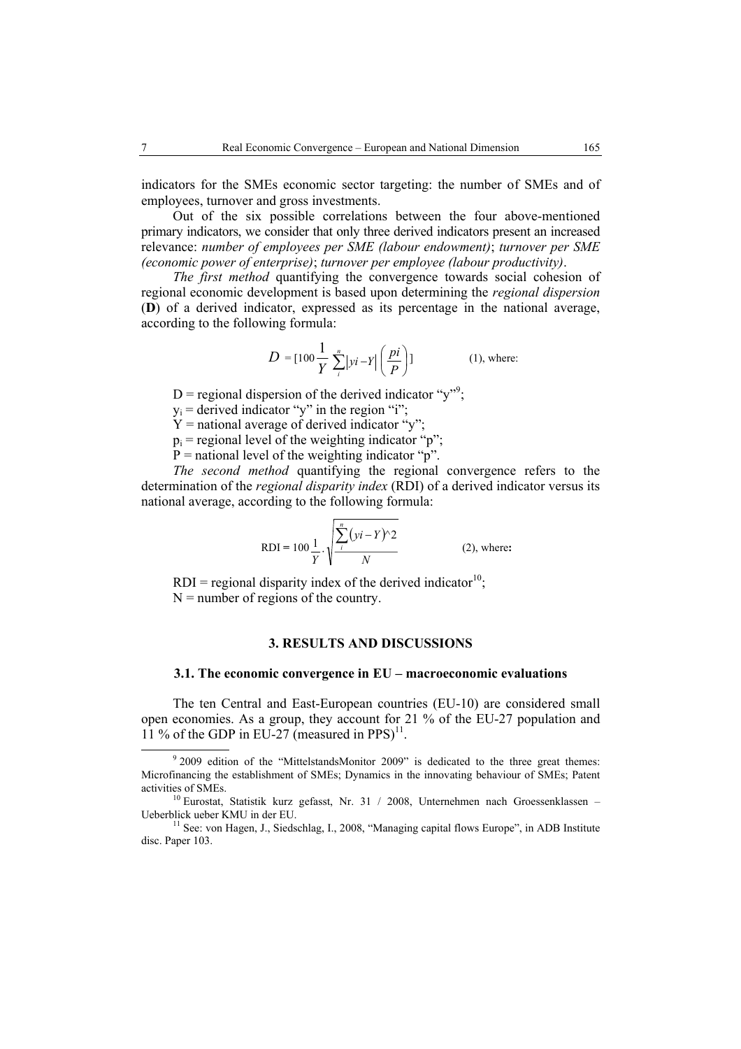indicators for the SMEs economic sector targeting: the number of SMEs and of employees, turnover and gross investments.

Out of the six possible correlations between the four above-mentioned primary indicators, we consider that only three derived indicators present an increased relevance: *number of employees per SME (labour endowment)*; *turnover per SME (economic power of enterprise)*; *turnover per employee (labour productivity)*.

*The first method* quantifying the convergence towards social cohesion of regional economic development is based upon determining the *regional dispersion* (**D**) of a derived indicator, expressed as its percentage in the national average, according to the following formula:

$$D = [100 \frac{1}{Y} \sum_{i}^{n} |yi - Y| \left( \frac{pi}{P} \right)] \qquad (1), \text{ where:}$$

D = regional dispersion of the derived indicator "y"[9];

$y_i$ = derived indicator "y" in the region "i";

Y = national average of derived indicator "y";

$p_i$ = regional level of the weighting indicator "p";

P = national level of the weighting indicator "p".

*The second method* quantifying the regional convergence refers to the determination of the *regional disparity index* (RDI) of a derived indicator versus its national average, according to the following formula:

$$\text{RDI} = 100 \frac{1}{Y} \cdot \sqrt{\frac{\sum_{i}^{n} (yi - Y)^2}{N}} \qquad (2), \text{ where:}$$

RDI = regional disparity index of the derived indicator[10];

N = number of regions of the country.

## 3. RESULTS AND DISCUSSIONS

### 3.1. The economic convergence in EU – macroeconomic evaluations

The ten Central and East-European countries (EU-10) are considered small open economies. As a group, they account for 21 % of the EU-27 population and 11 % of the GDP in EU-27 (measured in PPS)[11].

---

[9] 2009 edition of the "MittelstandsMonitor 2009" is dedicated to the three great themes: Microfinancing the establishment of SMEs; Dynamics in the innovating behaviour of SMEs; Patent activities of SMEs.

[10] Eurostat, Statistik kurz gefasst, Nr. 31 / 2008, Unternehmen nach Groessenklassen – Ueberblick ueber KMU in der EU.

[11] See: von Hagen, J., Siedschlag, I., 2008, "Managing capital flows Europe", in ADB Institute disc. Paper 103.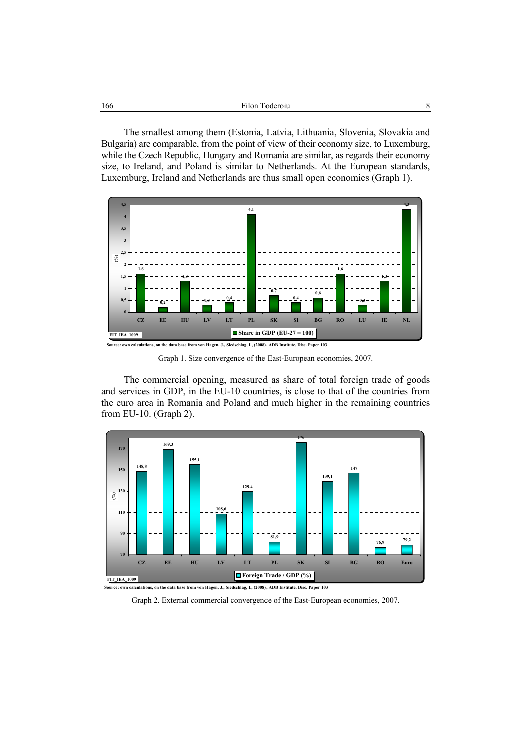The smallest among them (Estonia, Latvia, Lithuania, Slovenia, Slovakia and Bulgaria) are comparable, from the point of view of their economy size, to Luxemburg, while the Czech Republic, Hungary and Romania are similar, as regards their economy size, to Ireland, and Poland is similar to Netherlands. At the European standards, Luxemburg, Ireland and Netherlands are thus small open economies (Graph 1).

| | CZ | EE | HU | LV | LT | PL | SK | SI | BG | RO | LU | IE | NL |
|---|---|---|---|---|---|---|---|---|---|---|---|---|---|
| Share in GDP (EU-27 = 100) (%) | 1,6 | 0,2 | 1,3 | 0,3 | 0,4 | 4,1 | 0,7 | 0,4 | 0,6 | 1,6 | 0,3 | 1,3 | 4,3 |

FIT_IEA_1009

Source: own calculations, on the data base from von Hagen, J., Siedschlag, I., (2008), ADB Institute, Disc. Paper 103

Graph 1. Size convergence of the East-European economies, 2007.

The commercial opening, measured as share of total foreign trade of goods and services in GDP, in the EU-10 countries, is close to that of the countries from the euro area in Romania and Poland and much higher in the remaining countries from EU-10. (Graph 2).

| | CZ | EE | HU | LV | LT | PL | SK | SI | BG | RO | Euro |
|---|---|---|---|---|---|---|---|---|---|---|---|
| Foreign Trade / GDP (%) | 148,8 | 169,3 | 155,1 | 108,6 | 129,4 | 81,9 | 176 | 139,1 | 147 | 76,9 | 79,2 |

FIT_IEA_1009

Source: own calculations, on the data base from von Hagen, J., Siedschlag, I., (2008), ADB Institute, Disc. Paper 103

Graph 2. External commercial convergence of the East-European economies, 2007.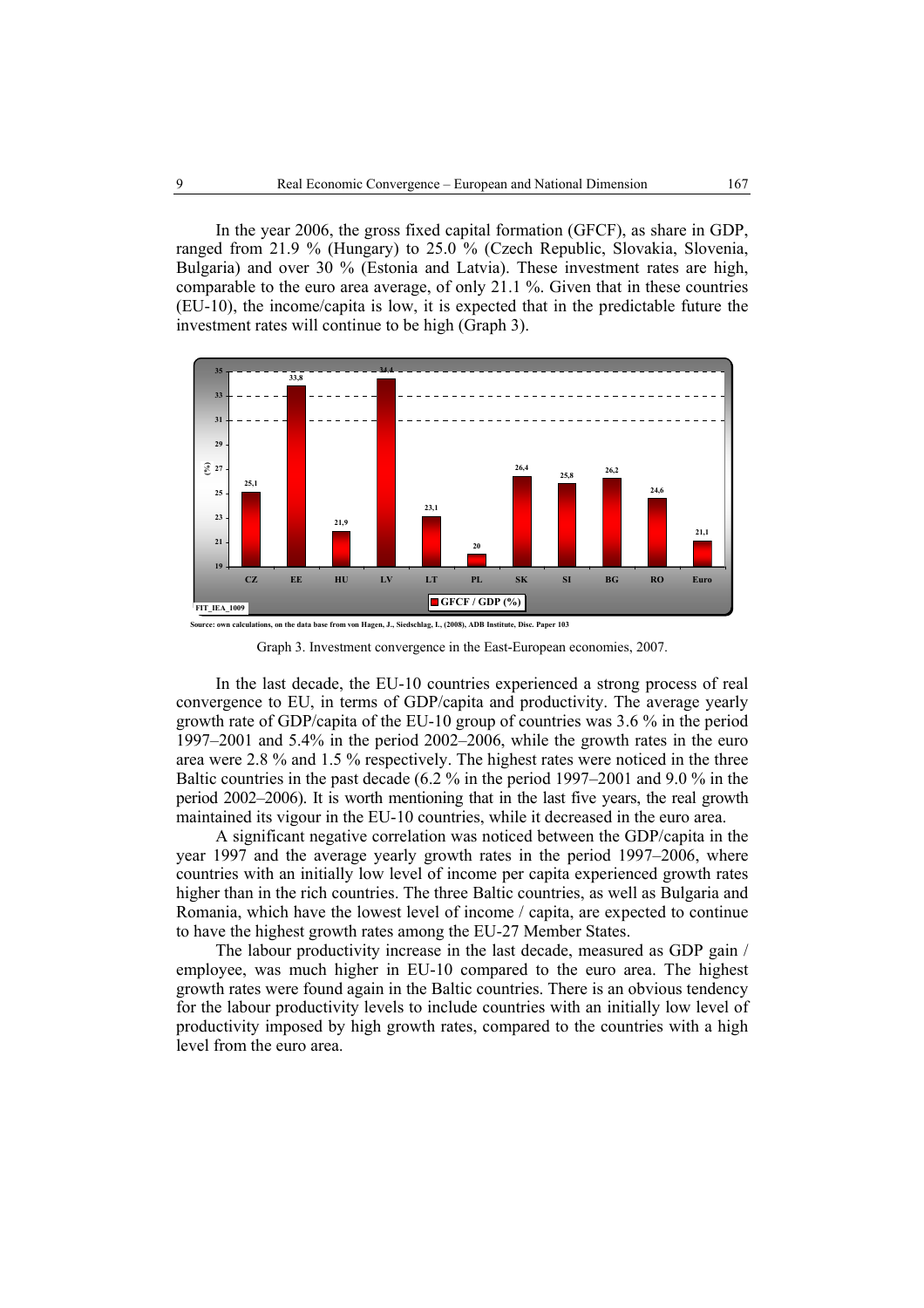In the year 2006, the gross fixed capital formation (GFCF), as share in GDP, ranged from 21.9 % (Hungary) to 25.0 % (Czech Republic, Slovakia, Slovenia, Bulgaria) and over 30 % (Estonia and Latvia). These investment rates are high, comparable to the euro area average, of only 21.1 %. Given that in these countries (EU-10), the income/capita is low, it is expected that in the predictable future the investment rates will continue to be high (Graph 3).

| | CZ | EE | HU | LV | LT | PL | SK | SI | BG | RO | Euro |
|---|---|---|---|---|---|---|---|---|---|---|---|
| GFCF / GDP (%) | 25,1 | 33,8 | 21,9 | 34,4 | 23,1 | 20 | 26,4 | 25,8 | 26,2 | 24,6 | 21,1 |

FIT_IEA_1009

Source: own calculations, on the data base from von Hagen, J., Siedschlag, I., (2008), ADB Institute, Disc. Paper 103

Graph 3. Investment convergence in the East-European economies, 2007.

In the last decade, the EU-10 countries experienced a strong process of real convergence to EU, in terms of GDP/capita and productivity. The average yearly growth rate of GDP/capita of the EU-10 group of countries was 3.6 % in the period 1997–2001 and 5.4% in the period 2002–2006, while the growth rates in the euro area were 2.8 % and 1.5 % respectively. The highest rates were noticed in the three Baltic countries in the past decade (6.2 % in the period 1997–2001 and 9.0 % in the period 2002–2006). It is worth mentioning that in the last five years, the real growth maintained its vigour in the EU-10 countries, while it decreased in the euro area.

A significant negative correlation was noticed between the GDP/capita in the year 1997 and the average yearly growth rates in the period 1997–2006, where countries with an initially low level of income per capita experienced growth rates higher than in the rich countries. The three Baltic countries, as well as Bulgaria and Romania, which have the lowest level of income / capita, are expected to continue to have the highest growth rates among the EU-27 Member States.

The labour productivity increase in the last decade, measured as GDP gain / employee, was much higher in EU-10 compared to the euro area. The highest growth rates were found again in the Baltic countries. There is an obvious tendency for the labour productivity levels to include countries with an initially low level of productivity imposed by high growth rates, compared to the countries with a high level from the euro area.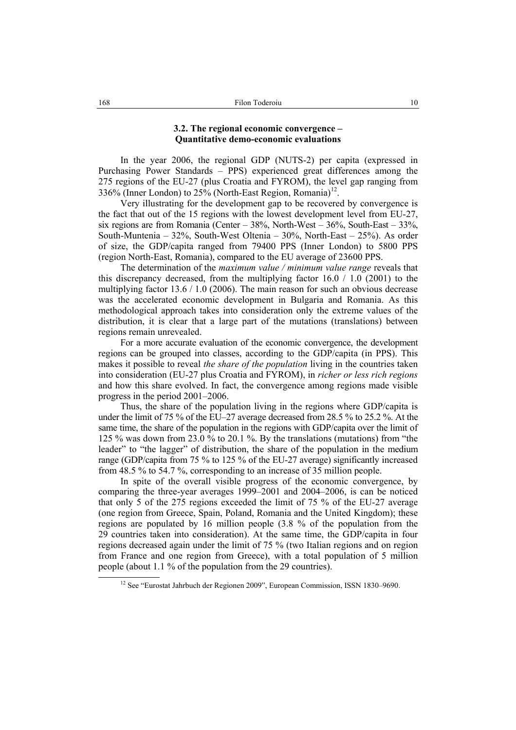### 3.2. The regional economic convergence – Quantitative demo-economic evaluations

In the year 2006, the regional GDP (NUTS-2) per capita (expressed in Purchasing Power Standards – PPS) experienced great differences among the 275 regions of the EU-27 (plus Croatia and FYROM), the level gap ranging from 336% (Inner London) to 25% (North-East Region, Romania)[12].

Very illustrating for the development gap to be recovered by convergence is the fact that out of the 15 regions with the lowest development level from EU-27, six regions are from Romania (Center – 38%, North-West – 36%, South-East – 33%, South-Muntenia – 32%, South-West Oltenia – 30%, North-East – 25%). As order of size, the GDP/capita ranged from 79400 PPS (Inner London) to 5800 PPS (region North-East, Romania), compared to the EU average of 23600 PPS.

The determination of the *maximum value / minimum value range* reveals that this discrepancy decreased, from the multiplying factor 16.0 / 1.0 (2001) to the multiplying factor 13.6 / 1.0 (2006). The main reason for such an obvious decrease was the accelerated economic development in Bulgaria and Romania. As this methodological approach takes into consideration only the extreme values of the distribution, it is clear that a large part of the mutations (translations) between regions remain unrevealed.

For a more accurate evaluation of the economic convergence, the development regions can be grouped into classes, according to the GDP/capita (in PPS). This makes it possible to reveal *the share of the population* living in the countries taken into consideration (EU-27 plus Croatia and FYROM), in *richer or less rich regions* and how this share evolved. In fact, the convergence among regions made visible progress in the period 2001–2006.

Thus, the share of the population living in the regions where GDP/capita is under the limit of 75 % of the EU–27 average decreased from 28.5 % to 25.2 %. At the same time, the share of the population in the regions with GDP/capita over the limit of 125 % was down from 23.0 % to 20.1 %. By the translations (mutations) from "the leader" to "the lagger" of distribution, the share of the population in the medium range (GDP/capita from 75 % to 125 % of the EU-27 average) significantly increased from 48.5 % to 54.7 %, corresponding to an increase of 35 million people.

In spite of the overall visible progress of the economic convergence, by comparing the three-year averages 1999–2001 and 2004–2006, is can be noticed that only 5 of the 275 regions exceeded the limit of 75 % of the EU-27 average (one region from Greece, Spain, Poland, Romania and the United Kingdom); these regions are populated by 16 million people (3.8 % of the population from the 29 countries taken into consideration). At the same time, the GDP/capita in four regions decreased again under the limit of 75 % (two Italian regions and on region from France and one region from Greece), with a total population of 5 million people (about 1.1 % of the population from the 29 countries).

[12] See "Eurostat Jahrbuch der Regionen 2009", European Commission, ISSN 1830–9690.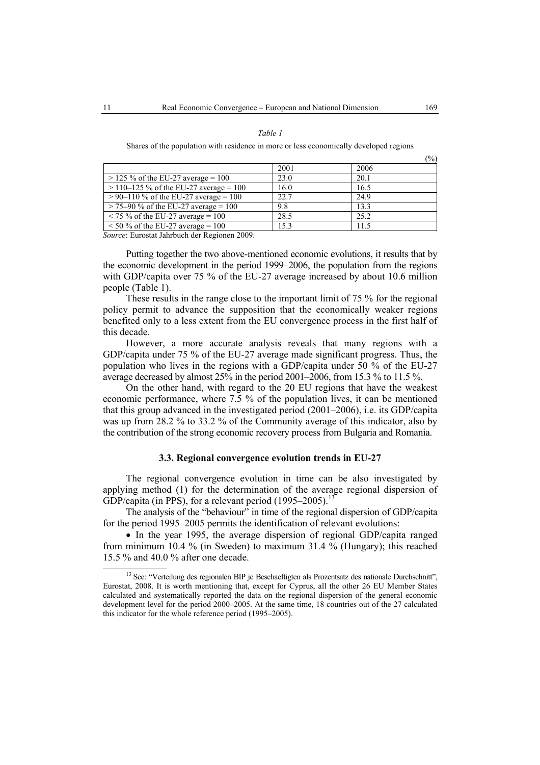*Table 1*

Shares of the population with residence in more or less economically developed regions

(%)

| | 2001 | 2006 |
|---|---|---|
| > 125 % of the EU-27 average = 100 | 23.0 | 20.1 |
| > 110–125 % of the EU-27 average = 100 | 16.0 | 16.5 |
| > 90–110 % of the EU-27 average = 100 | 22.7 | 24.9 |
| > 75–90 % of the EU-27 average = 100 | 9.8 | 13.3 |
| < 75 % of the EU-27 average = 100 | 28.5 | 25.2 |
| < 50 % of the EU-27 average = 100 | 15.3 | 11.5 |

*Source*: Eurostat Jahrbuch der Regionen 2009.

Putting together the two above-mentioned economic evolutions, it results that by the economic development in the period 1999–2006, the population from the regions with GDP/capita over 75 % of the EU-27 average increased by about 10.6 million people (Table 1).

These results in the range close to the important limit of 75 % for the regional policy permit to advance the supposition that the economically weaker regions benefited only to a less extent from the EU convergence process in the first half of this decade.

However, a more accurate analysis reveals that many regions with a GDP/capita under 75 % of the EU-27 average made significant progress. Thus, the population who lives in the regions with a GDP/capita under 50 % of the EU-27 average decreased by almost 25% in the period 2001–2006, from 15.3 % to 11.5 %.

On the other hand, with regard to the 20 EU regions that have the weakest economic performance, where 7.5 % of the population lives, it can be mentioned that this group advanced in the investigated period (2001–2006), i.e. its GDP/capita was up from 28.2 % to 33.2 % of the Community average of this indicator, also by the contribution of the strong economic recovery process from Bulgaria and Romania.

### 3.3. Regional convergence evolution trends in EU-27

The regional convergence evolution in time can be also investigated by applying method (1) for the determination of the average regional dispersion of GDP/capita (in PPS), for a relevant period (1995–2005).[13]

The analysis of the "behaviour" in time of the regional dispersion of GDP/capita for the period 1995–2005 permits the identification of relevant evolutions:

- In the year 1995, the average dispersion of regional GDP/capita ranged from minimum 10.4 % (in Sweden) to maximum 31.4 % (Hungary); this reached 15.5 % and 40.0 % after one decade.

[13] See: "Verteilung des regionalen BIP je Beschaeftigten als Prozentsatz des nationale Durchschnitt", Eurostat, 2008. It is worth mentioning that, except for Cyprus, all the other 26 EU Member States calculated and systematically reported the data on the regional dispersion of the general economic development level for the period 2000–2005. At the same time, 18 countries out of the 27 calculated this indicator for the whole reference period (1995–2005).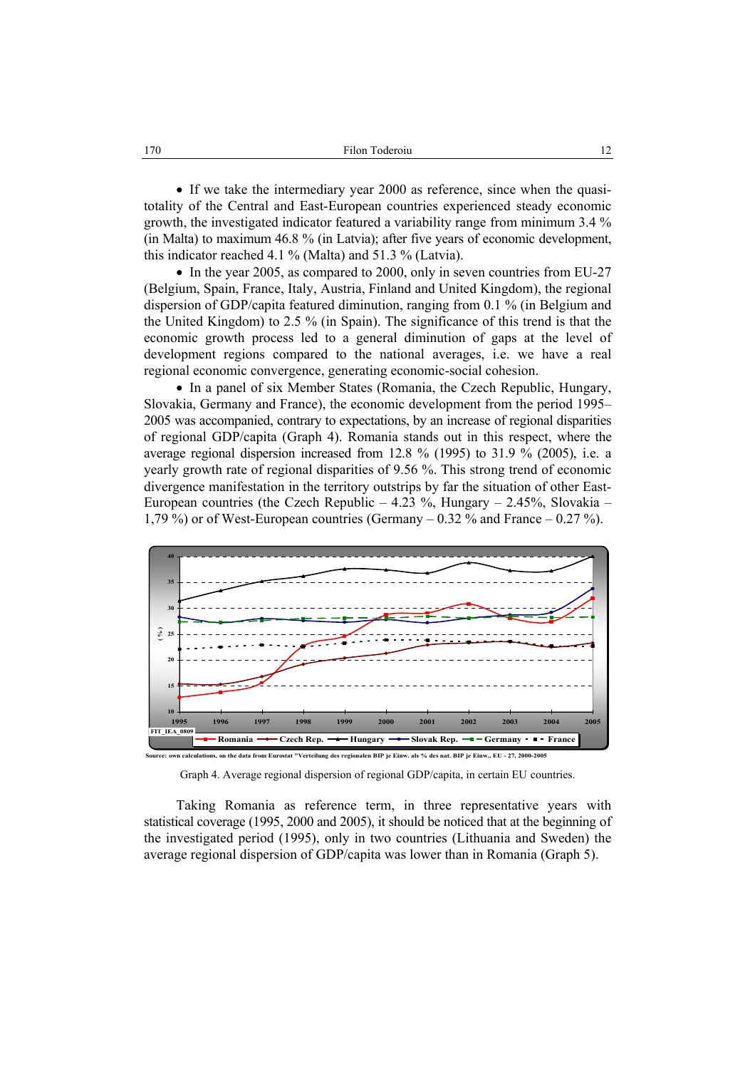- If we take the intermediary year 2000 as reference, since when the quasi-totality of the Central and East-European countries experienced steady economic growth, the investigated indicator featured a variability range from minimum 3.4 % (in Malta) to maximum 46.8 % (in Latvia); after five years of economic development, this indicator reached 4.1 % (Malta) and 51.3 % (Latvia).
- In the year 2005, as compared to 2000, only in seven countries from EU-27 (Belgium, Spain, France, Italy, Austria, Finland and United Kingdom), the regional dispersion of GDP/capita featured diminution, ranging from 0.1 % (in Belgium and the United Kingdom) to 2.5 % (in Spain). The significance of this trend is that the economic growth process led to a general diminution of gaps at the level of development regions compared to the national averages, i.e. we have a real regional economic convergence, generating economic-social cohesion.
- In a panel of six Member States (Romania, the Czech Republic, Hungary, Slovakia, Germany and France), the economic development from the period 1995–2005 was accompanied, contrary to expectations, by an increase of regional disparities of regional GDP/capita (Graph 4). Romania stands out in this respect, where the average regional dispersion increased from 12.8 % (1995) to 31.9 % (2005), i.e. a yearly growth rate of regional disparities of 9.56 %. This strong trend of economic divergence manifestation in the territory outstrips by far the situation of other East-European countries (the Czech Republic – 4.23 %, Hungary – 2.45%, Slovakia – 1,79 %) or of West-European countries (Germany – 0.32 % and France – 0.27 %).

Source: own calculations, on the data from Eurostat "Verteilung des regionalen BIP je Einw. als % des nat. BIP je Einw., EU - 27, 2000-2005

Graph 4. Average regional dispersion of regional GDP/capita, in certain EU countries.

Taking Romania as reference term, in three representative years with statistical coverage (1995, 2000 and 2005), it should be noticed that at the beginning of the investigated period (1995), only in two countries (Lithuania and Sweden) the average regional dispersion of GDP/capita was lower than in Romania (Graph 5).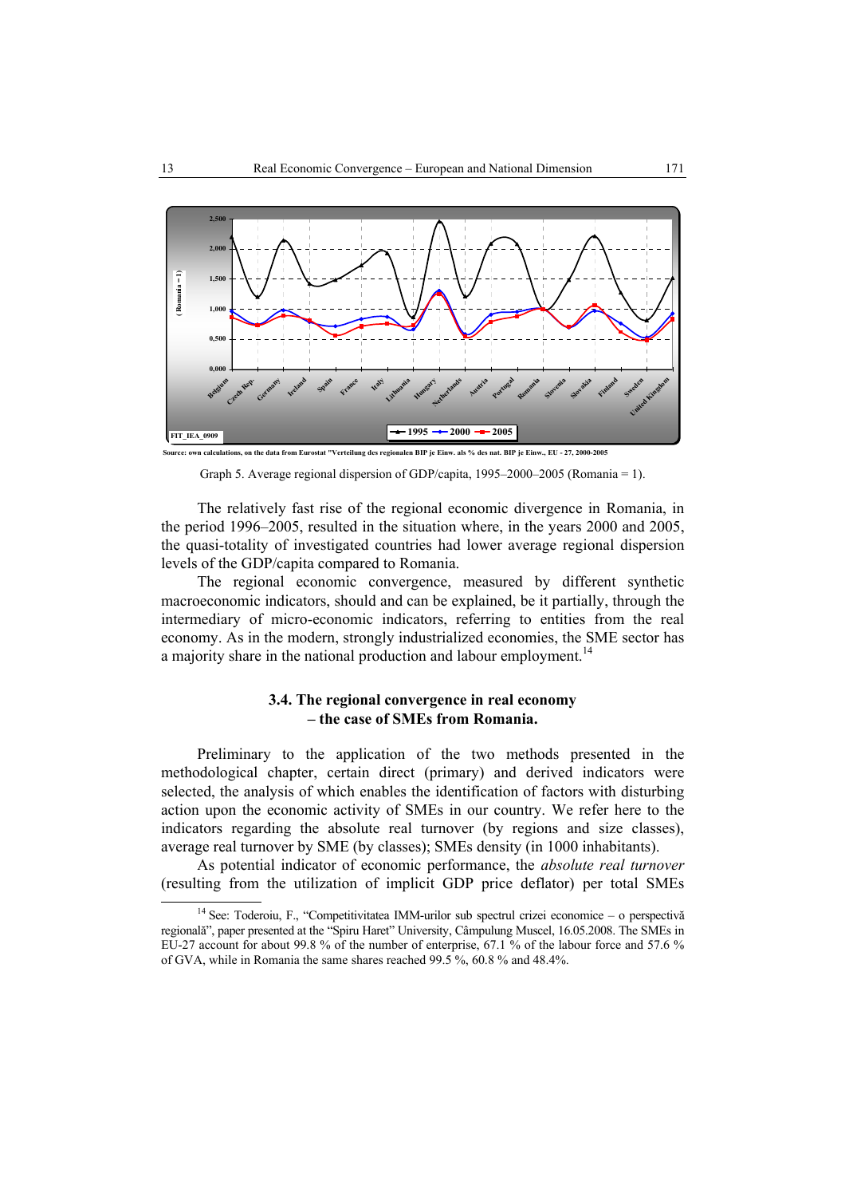Source: own calculations, on the data from Eurostat "Verteilung des regionalen BIP je Einw. als % des nat. BIP je Einw., EU - 27, 2000-2005

Graph 5. Average regional dispersion of GDP/capita, 1995–2000–2005 (Romania = 1).

The relatively fast rise of the regional economic divergence in Romania, in the period 1996–2005, resulted in the situation where, in the years 2000 and 2005, the quasi-totality of investigated countries had lower average regional dispersion levels of the GDP/capita compared to Romania.

The regional economic convergence, measured by different synthetic macroeconomic indicators, should and can be explained, be it partially, through the intermediary of micro-economic indicators, referring to entities from the real economy. As in the modern, strongly industrialized economies, the SME sector has a majority share in the national production and labour employment.[14]

### 3.4. The regional convergence in real economy – the case of SMEs from Romania.

Preliminary to the application of the two methods presented in the methodological chapter, certain direct (primary) and derived indicators were selected, the analysis of which enables the identification of factors with disturbing action upon the economic activity of SMEs in our country. We refer here to the indicators regarding the absolute real turnover (by regions and size classes), average real turnover by SME (by classes); SMEs density (in 1000 inhabitants).

As potential indicator of economic performance, the *absolute real turnover* (resulting from the utilization of implicit GDP price deflator) per total SMEs

[14] See: Toderoiu, F., "Competitivitatea IMM-urilor sub spectrul crizei economice – o perspectivă regională", paper presented at the "Spiru Haret" University, Câmpulung Muscel, 16.05.2008. The SMEs in EU-27 account for about 99.8 % of the number of enterprise, 67.1 % of the labour force and 57.6 % of GVA, while in Romania the same shares reached 99.5 %, 60.8 % and 48.4%.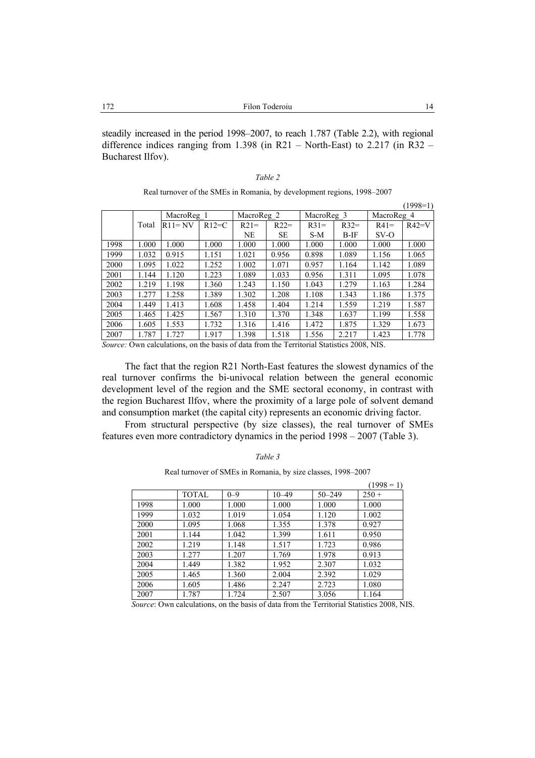steadily increased in the period 1998–2007, to reach 1.787 (Table 2.2), with regional difference indices ranging from 1.398 (in R21 – North-East) to 2.217 (in R32 – Bucharest Ilfov).

*Table 2*

Real turnover of the SMEs in Romania, by development regions, 1998–2007

(1998=1)

| | Total | MacroReg_1 | | MacroReg_2 | | MacroReg_3 | | MacroReg_4 | |
|---|---|---|---|---|---|---|---|---|---|
| | | R11= NV | R12=C | R21= NE | R22= SE | R31= S-M | R32= B-IF | R41= SV-O | R42=V |
| 1998 | 1.000 | 1.000 | 1.000 | 1.000 | 1.000 | 1.000 | 1.000 | 1.000 | 1.000 |
| 1999 | 1.032 | 0.915 | 1.151 | 1.021 | 0.956 | 0.898 | 1.089 | 1.156 | 1.065 |
| 2000 | 1.095 | 1.022 | 1.252 | 1.002 | 1.071 | 0.957 | 1.164 | 1.142 | 1.089 |
| 2001 | 1.144 | 1.120 | 1.223 | 1.089 | 1.033 | 0.956 | 1.311 | 1.095 | 1.078 |
| 2002 | 1.219 | 1.198 | 1.360 | 1.243 | 1.150 | 1.043 | 1.279 | 1.163 | 1.284 |
| 2003 | 1.277 | 1.258 | 1.389 | 1.302 | 1.208 | 1.108 | 1.343 | 1.186 | 1.375 |
| 2004 | 1.449 | 1.413 | 1.608 | 1.458 | 1.404 | 1.214 | 1.559 | 1.219 | 1.587 |
| 2005 | 1.465 | 1.425 | 1.567 | 1.310 | 1.370 | 1.348 | 1.637 | 1.199 | 1.558 |
| 2006 | 1.605 | 1.553 | 1.732 | 1.316 | 1.416 | 1.472 | 1.875 | 1.329 | 1.673 |
| 2007 | 1.787 | 1.727 | 1.917 | 1.398 | 1.518 | 1.556 | 2.217 | 1.423 | 1.778 |

*Source:* Own calculations, on the basis of data from the Territorial Statistics 2008, NIS.

The fact that the region R21 North-East features the slowest dynamics of the real turnover confirms the bi-univocal relation between the general economic development level of the region and the SME sectoral economy, in contrast with the region Bucharest Ilfov, where the proximity of a large pole of solvent demand and consumption market (the capital city) represents an economic driving factor.

From structural perspective (by size classes), the real turnover of SMEs features even more contradictory dynamics in the period 1998 – 2007 (Table 3).

*Table 3*

Real turnover of SMEs in Romania, by size classes, 1998–2007

(1998 = 1)

| | TOTAL | 0–9 | 10–49 | 50–249 | 250 + |
|---|---|---|---|---|---|
| 1998 | 1.000 | 1.000 | 1.000 | 1.000 | 1.000 |
| 1999 | 1.032 | 1.019 | 1.054 | 1.120 | 1.002 |
| 2000 | 1.095 | 1.068 | 1.355 | 1.378 | 0.927 |
| 2001 | 1.144 | 1.042 | 1.399 | 1.611 | 0.950 |
| 2002 | 1.219 | 1.148 | 1.517 | 1.723 | 0.986 |
| 2003 | 1.277 | 1.207 | 1.769 | 1.978 | 0.913 |
| 2004 | 1.449 | 1.382 | 1.952 | 2.307 | 1.032 |
| 2005 | 1.465 | 1.360 | 2.004 | 2.392 | 1.029 |
| 2006 | 1.605 | 1.486 | 2.247 | 2.723 | 1.080 |
| 2007 | 1.787 | 1.724 | 2.507 | 3.056 | 1.164 |

*Source*: Own calculations, on the basis of data from the Territorial Statistics 2008, NIS.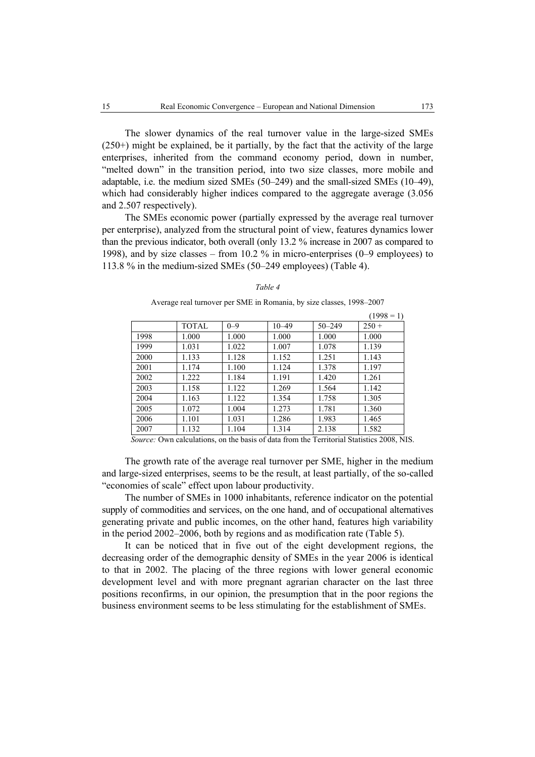The slower dynamics of the real turnover value in the large-sized SMEs (250+) might be explained, be it partially, by the fact that the activity of the large enterprises, inherited from the command economy period, down in number, "melted down" in the transition period, into two size classes, more mobile and adaptable, i.e. the medium sized SMEs (50–249) and the small-sized SMEs (10–49), which had considerably higher indices compared to the aggregate average (3.056 and 2.507 respectively).

The SMEs economic power (partially expressed by the average real turnover per enterprise), analyzed from the structural point of view, features dynamics lower than the previous indicator, both overall (only 13.2 % increase in 2007 as compared to 1998), and by size classes – from 10.2 % in micro-enterprises (0–9 employees) to 113.8 % in the medium-sized SMEs (50–249 employees) (Table 4).

*Table 4*

Average real turnover per SME in Romania, by size classes, 1998–2007

(1998 = 1)

| | TOTAL | 0–9 | 10–49 | 50–249 | 250 + |
|---|---|---|---|---|---|
| 1998 | 1.000 | 1.000 | 1.000 | 1.000 | 1.000 |
| 1999 | 1.031 | 1.022 | 1.007 | 1.078 | 1.139 |
| 2000 | 1.133 | 1.128 | 1.152 | 1.251 | 1.143 |
| 2001 | 1.174 | 1.100 | 1.124 | 1.378 | 1.197 |
| 2002 | 1.222 | 1.184 | 1.191 | 1.420 | 1.261 |
| 2003 | 1.158 | 1.122 | 1.269 | 1.564 | 1.142 |
| 2004 | 1.163 | 1.122 | 1.354 | 1.758 | 1.305 |
| 2005 | 1.072 | 1.004 | 1.273 | 1.781 | 1.360 |
| 2006 | 1.101 | 1.031 | 1.286 | 1.983 | 1.465 |
| 2007 | 1.132 | 1.104 | 1.314 | 2.138 | 1.582 |

*Source:* Own calculations, on the basis of data from the Territorial Statistics 2008, NIS.

The growth rate of the average real turnover per SME, higher in the medium and large-sized enterprises, seems to be the result, at least partially, of the so-called "economies of scale" effect upon labour productivity.

The number of SMEs in 1000 inhabitants, reference indicator on the potential supply of commodities and services, on the one hand, and of occupational alternatives generating private and public incomes, on the other hand, features high variability in the period 2002–2006, both by regions and as modification rate (Table 5).

It can be noticed that in five out of the eight development regions, the decreasing order of the demographic density of SMEs in the year 2006 is identical to that in 2002. The placing of the three regions with lower general economic development level and with more pregnant agrarian character on the last three positions reconfirms, in our opinion, the presumption that in the poor regions the business environment seems to be less stimulating for the establishment of SMEs.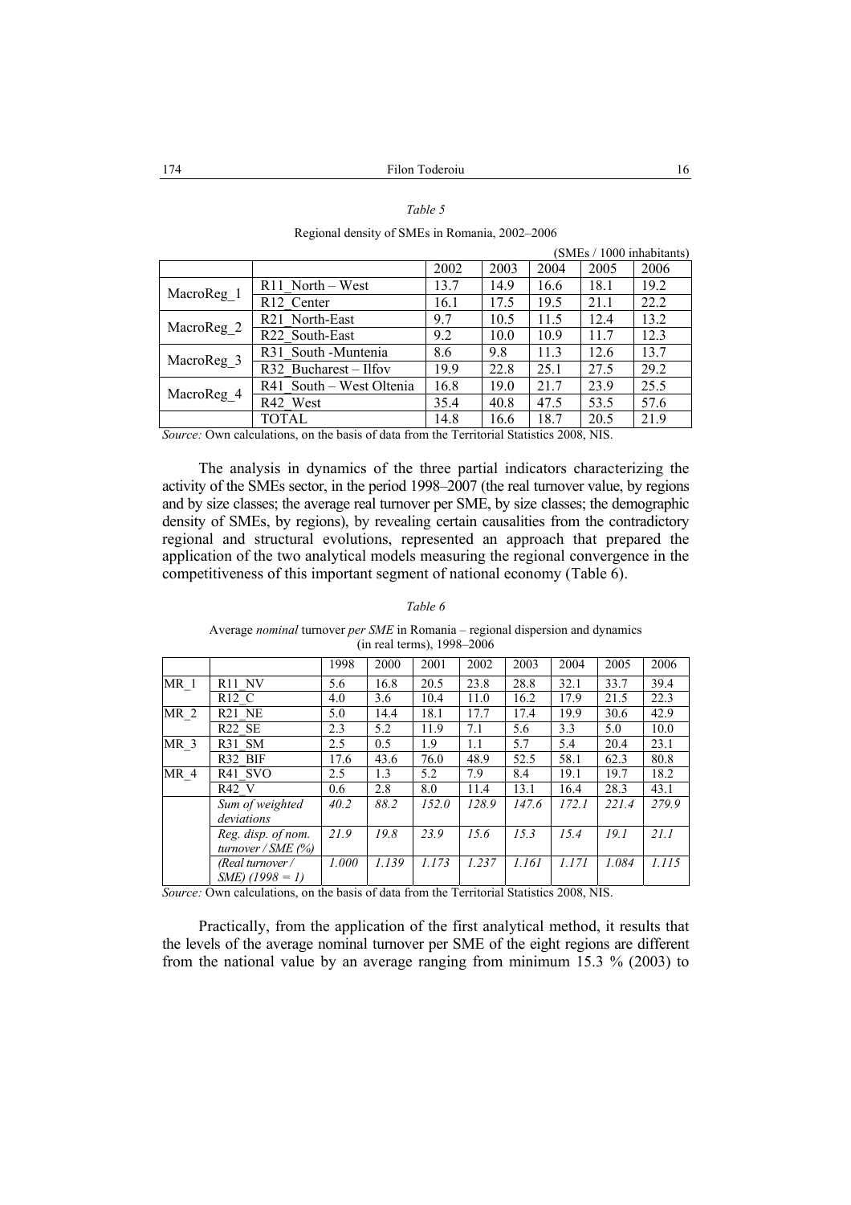*Table 5*

Regional density of SMEs in Romania, 2002–2006

(SMEs / 1000 inhabitants)

| | | 2002 | 2003 | 2004 | 2005 | 2006 |
|---|---|---|---|---|---|---|
| MacroReg_1 | R11_North – West | 13.7 | 14.9 | 16.6 | 18.1 | 19.2 |
| | R12_Center | 16.1 | 17.5 | 19.5 | 21.1 | 22.2 |
| MacroReg_2 | R21_North-East | 9.7 | 10.5 | 11.5 | 12.4 | 13.2 |
| | R22_South-East | 9.2 | 10.0 | 10.9 | 11.7 | 12.3 |
| MacroReg_3 | R31_South -Muntenia | 8.6 | 9.8 | 11.3 | 12.6 | 13.7 |
| | R32_Bucharest – Ilfov | 19.9 | 22.8 | 25.1 | 27.5 | 29.2 |
| MacroReg_4 | R41_South – West Oltenia | 16.8 | 19.0 | 21.7 | 23.9 | 25.5 |
| | R42_West | 35.4 | 40.8 | 47.5 | 53.5 | 57.6 |
| | TOTAL | 14.8 | 16.6 | 18.7 | 20.5 | 21.9 |

*Source:* Own calculations, on the basis of data from the Territorial Statistics 2008, NIS.

The analysis in dynamics of the three partial indicators characterizing the activity of the SMEs sector, in the period 1998–2007 (the real turnover value, by regions and by size classes; the average real turnover per SME, by size classes; the demographic density of SMEs, by regions), by revealing certain causalities from the contradictory regional and structural evolutions, represented an approach that prepared the application of the two analytical models measuring the regional convergence in the competitiveness of this important segment of national economy (Table 6).

*Table 6*

Average *nominal* turnover *per SME* in Romania – regional dispersion and dynamics (in real terms), 1998–2006

| | | 1998 | 2000 | 2001 | 2002 | 2003 | 2004 | 2005 | 2006 |
|---|---|---|---|---|---|---|---|---|---|
| MR_1 | R11_NV | 5.6 | 16.8 | 20.5 | 23.8 | 28.8 | 32.1 | 33.7 | 39.4 |
| | R12_C | 4.0 | 3.6 | 10.4 | 11.0 | 16.2 | 17.9 | 21.5 | 22.3 |
| MR_2 | R21_NE | 5.0 | 14.4 | 18.1 | 17.7 | 17.4 | 19.9 | 30.6 | 42.9 |
| | R22_SE | 2.3 | 5.2 | 11.9 | 7.1 | 5.6 | 3.3 | 5.0 | 10.0 |
| MR_3 | R31_SM | 2.5 | 0.5 | 1.9 | 1.1 | 5.7 | 5.4 | 20.4 | 23.1 |
| | R32_BIF | 17.6 | 43.6 | 76.0 | 48.9 | 52.5 | 58.1 | 62.3 | 80.8 |
| MR_4 | R41_SVO | 2.5 | 1.3 | 5.2 | 7.9 | 8.4 | 19.1 | 19.7 | 18.2 |
| | R42_V | 0.6 | 2.8 | 8.0 | 11.4 | 13.1 | 16.4 | 28.3 | 43.1 |
| | *Sum of weighted deviations* | *40.2* | *88.2* | *152.0* | *128.9* | *147.6* | *172.1* | *221.4* | *279.9* |
| | *Reg. disp. of nom. turnover / SME (%)* | *21.9* | *19.8* | *23.9* | *15.6* | *15.3* | *15.4* | *19.1* | *21.1* |
| | *(Real turnover / SME) (1998 = 1)* | *1.000* | *1.139* | *1.173* | *1.237* | *1.161* | *1.171* | *1.084* | *1.115* |

*Source:* Own calculations, on the basis of data from the Territorial Statistics 2008, NIS.

Practically, from the application of the first analytical method, it results that the levels of the average nominal turnover per SME of the eight regions are different from the national value by an average ranging from minimum 15.3 % (2003) to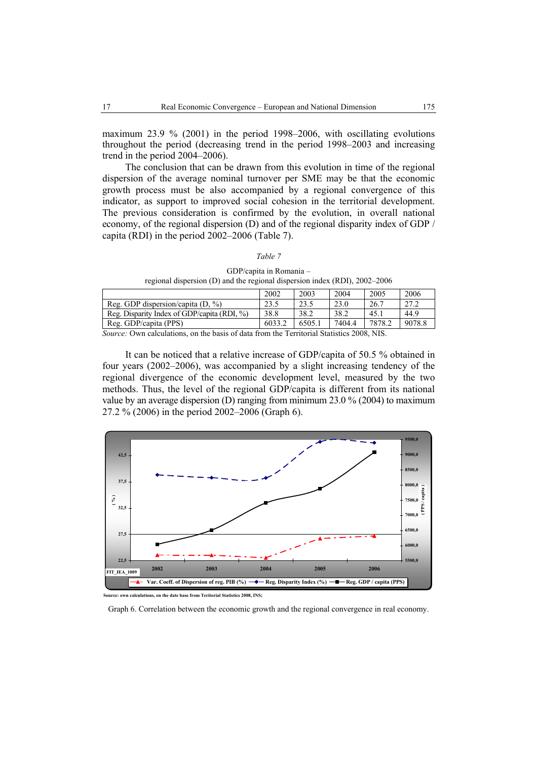maximum 23.9 % (2001) in the period 1998–2006, with oscillating evolutions throughout the period (decreasing trend in the period 1998–2003 and increasing trend in the period 2004–2006).

The conclusion that can be drawn from this evolution in time of the regional dispersion of the average nominal turnover per SME may be that the economic growth process must be also accompanied by a regional convergence of this indicator, as support to improved social cohesion in the territorial development. The previous consideration is confirmed by the evolution, in overall national economy, of the regional dispersion (D) and of the regional disparity index of GDP / capita (RDI) in the period 2002–2006 (Table 7).

*Table 7*

GDP/capita in Romania –
regional dispersion (D) and the regional dispersion index (RDI), 2002–2006

| | 2002 | 2003 | 2004 | 2005 | 2006 |
|---|---|---|---|---|---|
| Reg. GDP dispersion/capita (D, %) | 23.5 | 23.5 | 23.0 | 26.7 | 27.2 |
| Reg. Disparity Index of GDP/capita (RDI, %) | 38.8 | 38.2 | 38.2 | 45.1 | 44.9 |
| Reg. GDP/capita (PPS) | 6033.2 | 6505.1 | 7404.4 | 7878.2 | 9078.8 |

*Source:* Own calculations, on the basis of data from the Territorial Statistics 2008, NIS.

It can be noticed that a relative increase of GDP/capita of 50.5 % obtained in four years (2002–2006), was accompanied by a slight increasing tendency of the regional divergence of the economic development level, measured by the two methods. Thus, the level of the regional GDP/capita is different from its national value by an average dispersion (D) ranging from minimum 23.0 % (2004) to maximum 27.2 % (2006) in the period 2002–2006 (Graph 6).

Source: own calculations, on the date base from Teritorial Statistics 2008, INS;

Graph 6. Correlation between the economic growth and the regional convergence in real economy.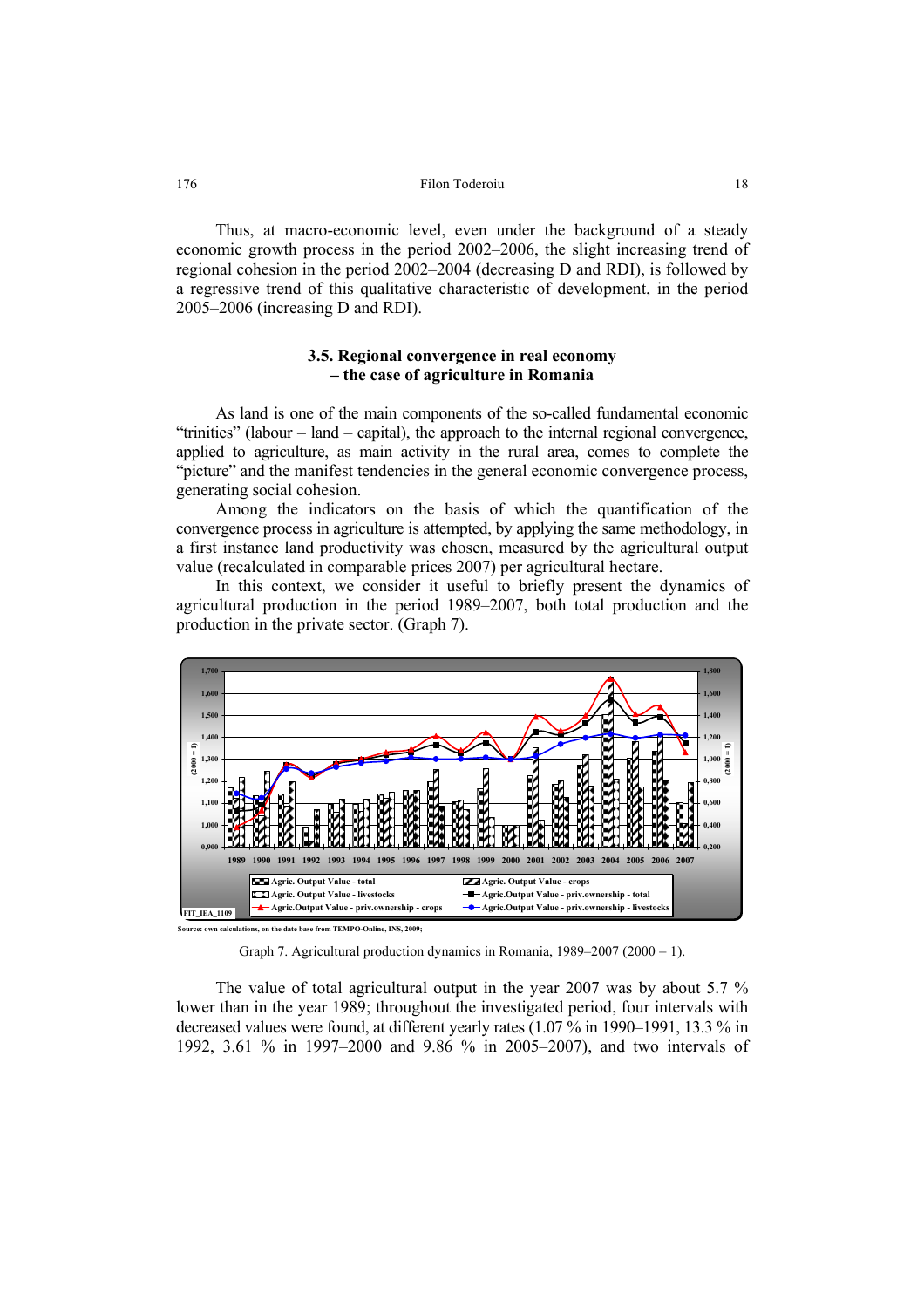Thus, at macro-economic level, even under the background of a steady economic growth process in the period 2002–2006, the slight increasing trend of regional cohesion in the period 2002–2004 (decreasing D and RDI), is followed by a regressive trend of this qualitative characteristic of development, in the period 2005–2006 (increasing D and RDI).

### 3.5. Regional convergence in real economy – the case of agriculture in Romania

As land is one of the main components of the so-called fundamental economic "trinities" (labour – land – capital), the approach to the internal regional convergence, applied to agriculture, as main activity in the rural area, comes to complete the "picture" and the manifest tendencies in the general economic convergence process, generating social cohesion.

Among the indicators on the basis of which the quantification of the convergence process in agriculture is attempted, by applying the same methodology, in a first instance land productivity was chosen, measured by the agricultural output value (recalculated in comparable prices 2007) per agricultural hectare.

In this context, we consider it useful to briefly present the dynamics of agricultural production in the period 1989–2007, both total production and the production in the private sector. (Graph 7).

Source: own calculations, on the date base from TEMPO-Online, INS, 2009;

Graph 7. Agricultural production dynamics in Romania, 1989–2007 (2000 = 1).

The value of total agricultural output in the year 2007 was by about 5.7 % lower than in the year 1989; throughout the investigated period, four intervals with decreased values were found, at different yearly rates (1.07 % in 1990–1991, 13.3 % in 1992, 3.61 % in 1997–2000 and 9.86 % in 2005–2007), and two intervals of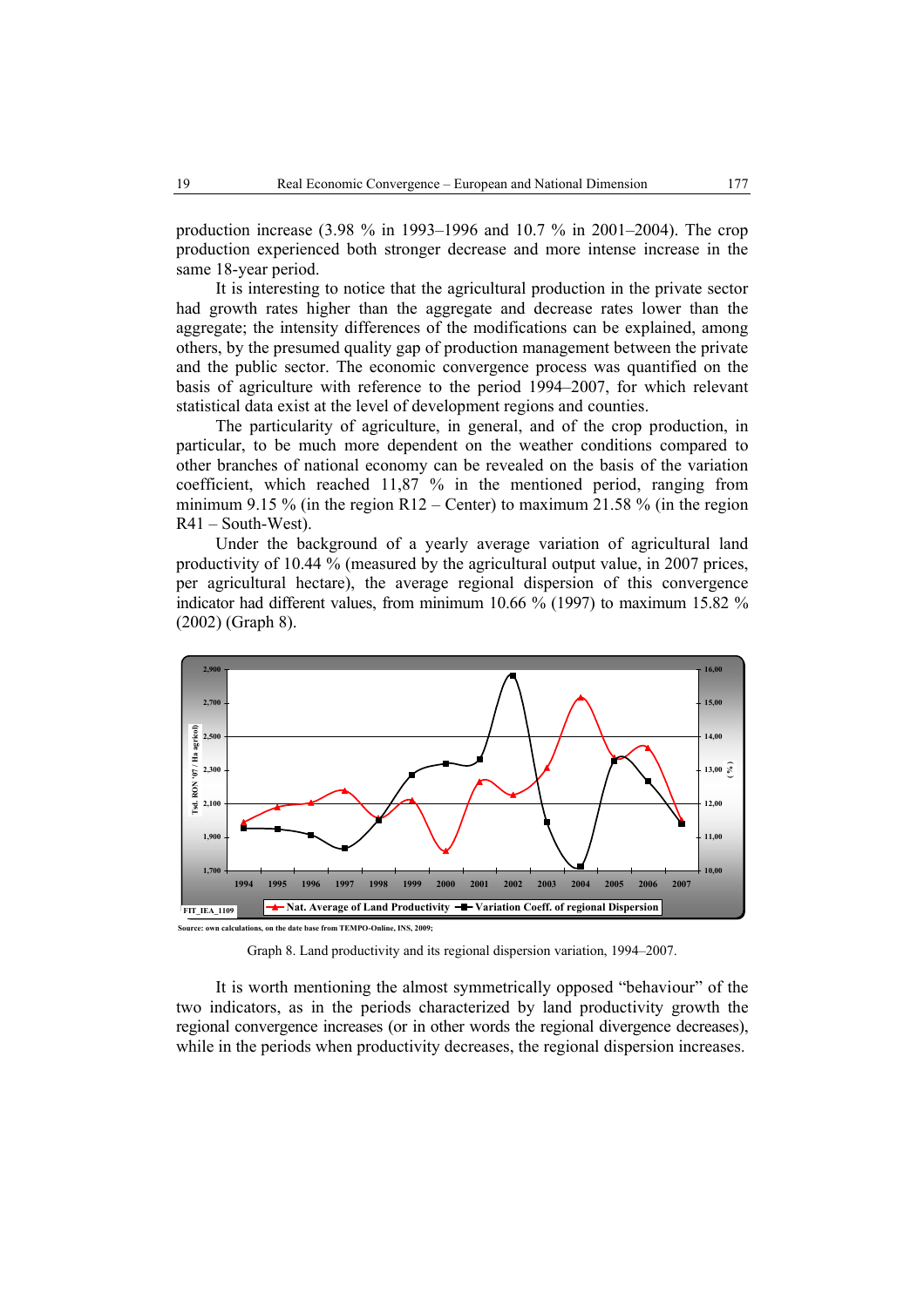production increase (3.98 % in 1993–1996 and 10.7 % in 2001–2004). The crop production experienced both stronger decrease and more intense increase in the same 18-year period.

It is interesting to notice that the agricultural production in the private sector had growth rates higher than the aggregate and decrease rates lower than the aggregate; the intensity differences of the modifications can be explained, among others, by the presumed quality gap of production management between the private and the public sector. The economic convergence process was quantified on the basis of agriculture with reference to the period 1994–2007, for which relevant statistical data exist at the level of development regions and counties.

The particularity of agriculture, in general, and of the crop production, in particular, to be much more dependent on the weather conditions compared to other branches of national economy can be revealed on the basis of the variation coefficient, which reached 11,87 % in the mentioned period, ranging from minimum 9.15 % (in the region R12 – Center) to maximum 21.58 % (in the region R41 – South-West).

Under the background of a yearly average variation of agricultural land productivity of 10.44 % (measured by the agricultural output value, in 2007 prices, per agricultural hectare), the average regional dispersion of this convergence indicator had different values, from minimum 10.66 % (1997) to maximum 15.82 % (2002) (Graph 8).

Source: own calculations, on the date base from TEMPO-Online, INS, 2009;

Graph 8. Land productivity and its regional dispersion variation, 1994–2007.

It is worth mentioning the almost symmetrically opposed "behaviour" of the two indicators, as in the periods characterized by land productivity growth the regional convergence increases (or in other words the regional divergence decreases), while in the periods when productivity decreases, the regional dispersion increases.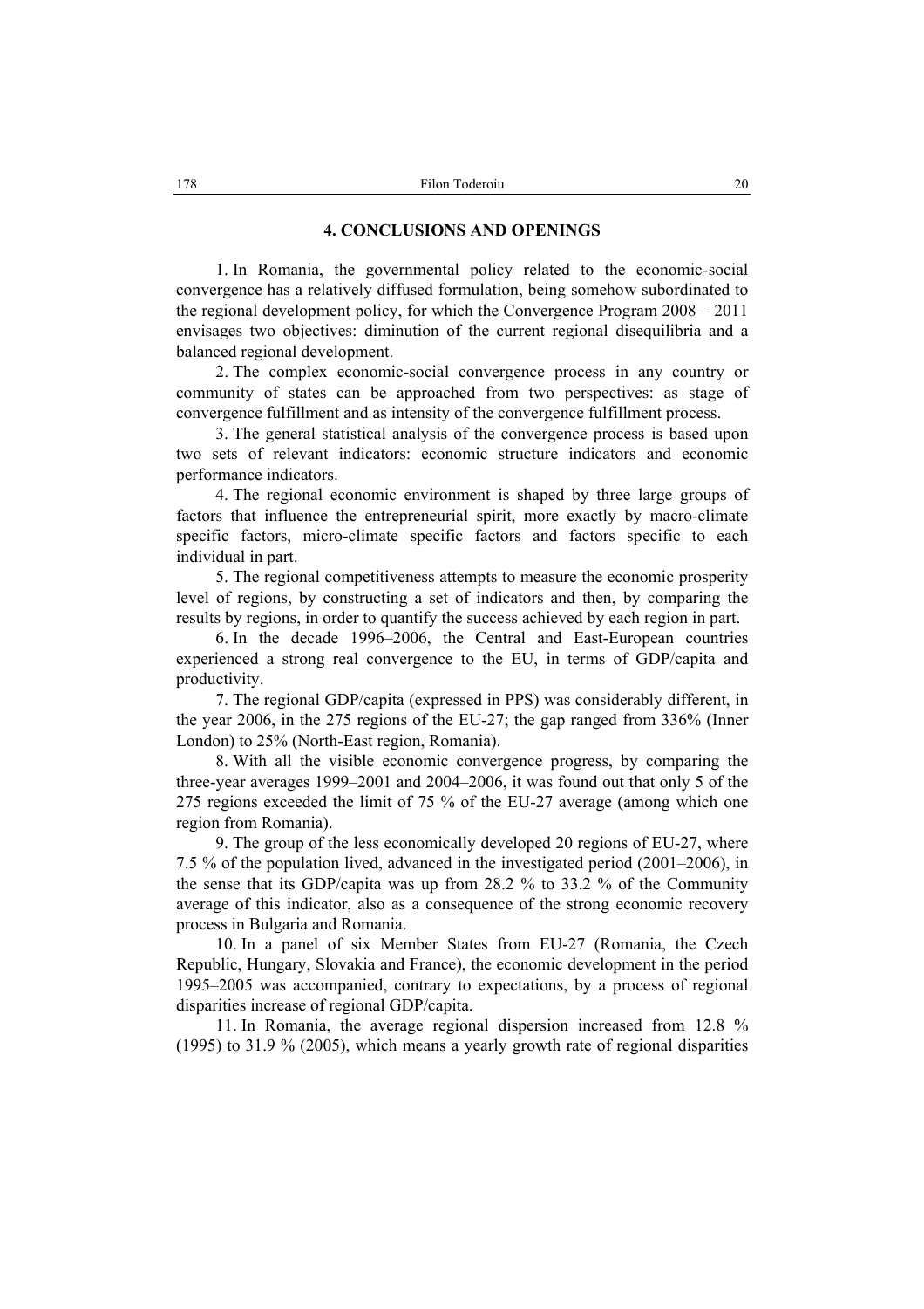## 4. CONCLUSIONS AND OPENINGS

1. In Romania, the governmental policy related to the economic-social convergence has a relatively diffused formulation, being somehow subordinated to the regional development policy, for which the Convergence Program 2008 – 2011 envisages two objectives: diminution of the current regional disequilibria and a balanced regional development.

2. The complex economic-social convergence process in any country or community of states can be approached from two perspectives: as stage of convergence fulfillment and as intensity of the convergence fulfillment process.

3. The general statistical analysis of the convergence process is based upon two sets of relevant indicators: economic structure indicators and economic performance indicators.

4. The regional economic environment is shaped by three large groups of factors that influence the entrepreneurial spirit, more exactly by macro-climate specific factors, micro-climate specific factors and factors specific to each individual in part.

5. The regional competitiveness attempts to measure the economic prosperity level of regions, by constructing a set of indicators and then, by comparing the results by regions, in order to quantify the success achieved by each region in part.

6. In the decade 1996–2006, the Central and East-European countries experienced a strong real convergence to the EU, in terms of GDP/capita and productivity.

7. The regional GDP/capita (expressed in PPS) was considerably different, in the year 2006, in the 275 regions of the EU-27; the gap ranged from 336% (Inner London) to 25% (North-East region, Romania).

8. With all the visible economic convergence progress, by comparing the three-year averages 1999–2001 and 2004–2006, it was found out that only 5 of the 275 regions exceeded the limit of 75 % of the EU-27 average (among which one region from Romania).

9. The group of the less economically developed 20 regions of EU-27, where 7.5 % of the population lived, advanced in the investigated period (2001–2006), in the sense that its GDP/capita was up from 28.2 % to 33.2 % of the Community average of this indicator, also as a consequence of the strong economic recovery process in Bulgaria and Romania.

10. In a panel of six Member States from EU-27 (Romania, the Czech Republic, Hungary, Slovakia and France), the economic development in the period 1995–2005 was accompanied, contrary to expectations, by a process of regional disparities increase of regional GDP/capita.

11. In Romania, the average regional dispersion increased from 12.8 % (1995) to 31.9 % (2005), which means a yearly growth rate of regional disparities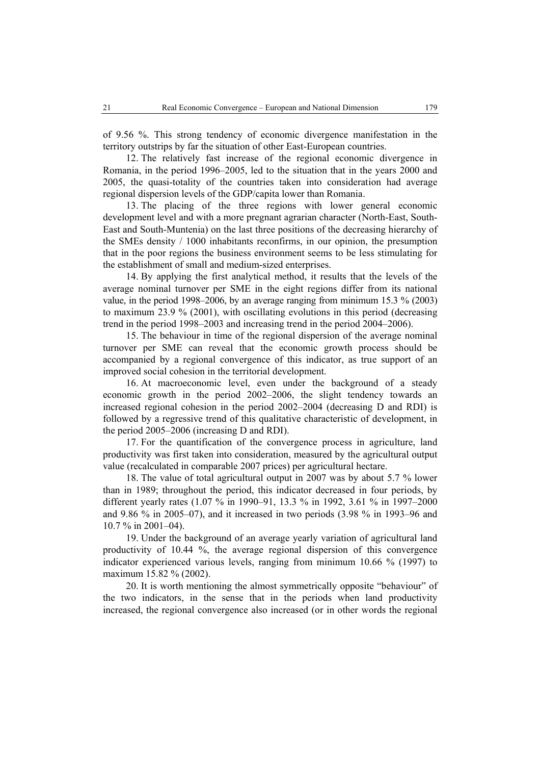of 9.56 %. This strong tendency of economic divergence manifestation in the territory outstrips by far the situation of other East-European countries.

12. The relatively fast increase of the regional economic divergence in Romania, in the period 1996–2005, led to the situation that in the years 2000 and 2005, the quasi-totality of the countries taken into consideration had average regional dispersion levels of the GDP/capita lower than Romania.

13. The placing of the three regions with lower general economic development level and with a more pregnant agrarian character (North-East, South-East and South-Muntenia) on the last three positions of the decreasing hierarchy of the SMEs density / 1000 inhabitants reconfirms, in our opinion, the presumption that in the poor regions the business environment seems to be less stimulating for the establishment of small and medium-sized enterprises.

14. By applying the first analytical method, it results that the levels of the average nominal turnover per SME in the eight regions differ from its national value, in the period 1998–2006, by an average ranging from minimum 15.3 % (2003) to maximum 23.9 % (2001), with oscillating evolutions in this period (decreasing trend in the period 1998–2003 and increasing trend in the period 2004–2006).

15. The behaviour in time of the regional dispersion of the average nominal turnover per SME can reveal that the economic growth process should be accompanied by a regional convergence of this indicator, as true support of an improved social cohesion in the territorial development.

16. At macroeconomic level, even under the background of a steady economic growth in the period 2002–2006, the slight tendency towards an increased regional cohesion in the period 2002–2004 (decreasing D and RDI) is followed by a regressive trend of this qualitative characteristic of development, in the period 2005–2006 (increasing D and RDI).

17. For the quantification of the convergence process in agriculture, land productivity was first taken into consideration, measured by the agricultural output value (recalculated in comparable 2007 prices) per agricultural hectare.

18. The value of total agricultural output in 2007 was by about 5.7 % lower than in 1989; throughout the period, this indicator decreased in four periods, by different yearly rates (1.07 % in 1990–91, 13.3 % in 1992, 3.61 % in 1997–2000 and 9.86 % in 2005–07), and it increased in two periods (3.98 % in 1993–96 and 10.7 % in 2001–04).

19. Under the background of an average yearly variation of agricultural land productivity of 10.44 %, the average regional dispersion of this convergence indicator experienced various levels, ranging from minimum 10.66 % (1997) to maximum 15.82 % (2002).

20. It is worth mentioning the almost symmetrically opposite "behaviour" of the two indicators, in the sense that in the periods when land productivity increased, the regional convergence also increased (or in other words the regional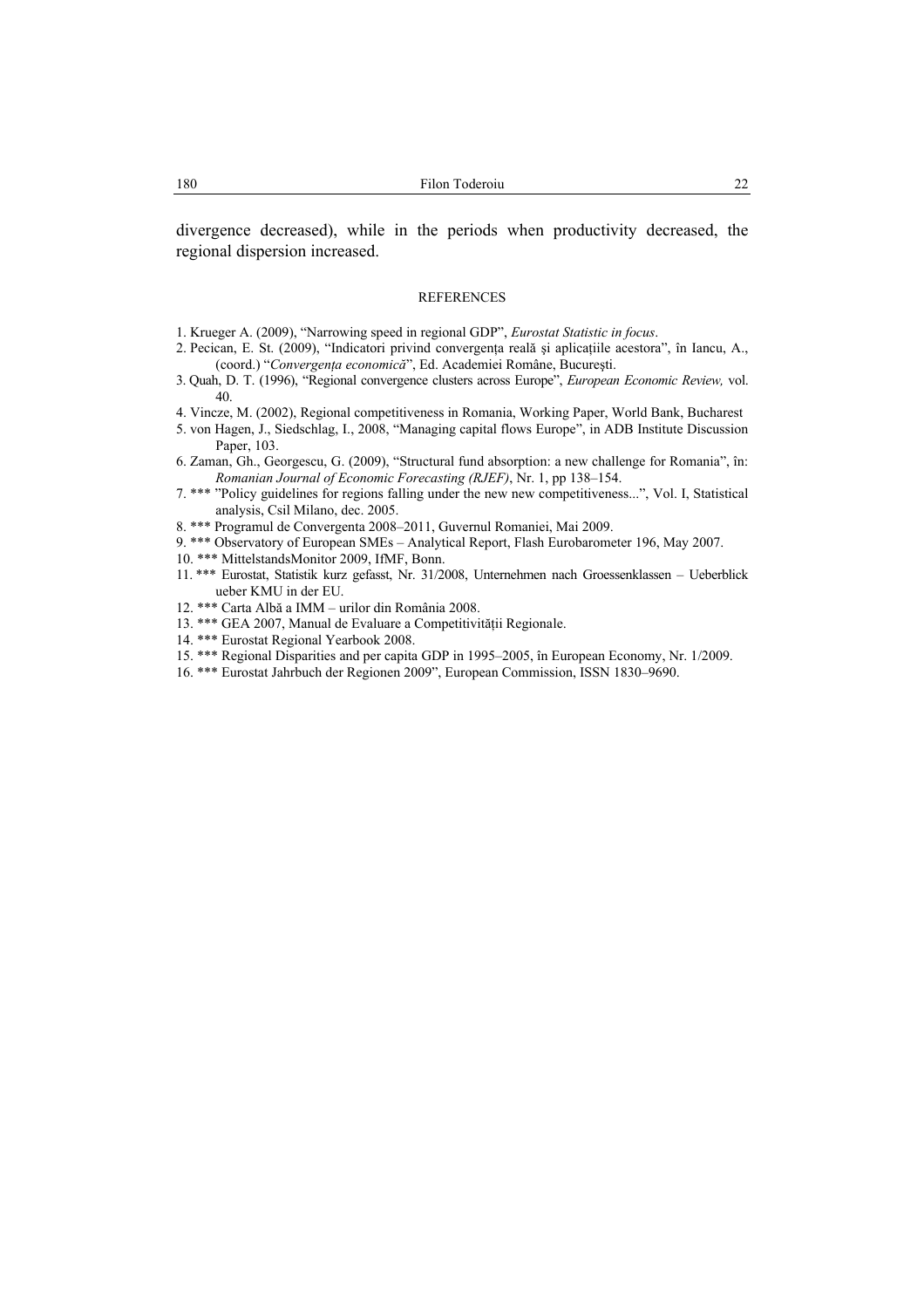divergence decreased), while in the periods when productivity decreased, the regional dispersion increased.

## REFERENCES

1. Krueger A. (2009), "Narrowing speed in regional GDP", *Eurostat Statistic in focus*.
2. Pecican, E. St. (2009), "Indicatori privind convergența reală şi aplicațiile acestora", în Iancu, A., (coord.) "*Convergența economică*", Ed. Academiei Române, Bucureşti.
3. Quah, D. T. (1996), "Regional convergence clusters across Europe", *European Economic Review,* vol. 40.
4. Vincze, M. (2002), Regional competitiveness in Romania, Working Paper, World Bank, Bucharest
5. von Hagen, J., Siedschlag, I., 2008, "Managing capital flows Europe", in ADB Institute Discussion Paper, 103.
6. Zaman, Gh., Georgescu, G. (2009), "Structural fund absorption: a new challenge for Romania", în: *Romanian Journal of Economic Forecasting (RJEF)*, Nr. 1, pp 138–154.
7. *** "Policy guidelines for regions falling under the new new competitiveness...", Vol. I, Statistical analysis, Csil Milano, dec. 2005.
8. *** Programul de Convergenta 2008–2011, Guvernul Romaniei, Mai 2009.
9. *** Observatory of European SMEs – Analytical Report, Flash Eurobarometer 196, May 2007.
10. *** MittelstandsMonitor 2009, IfMF, Bonn.
11. *** Eurostat, Statistik kurz gefasst, Nr. 31/2008, Unternehmen nach Groessenklassen – Ueberblick ueber KMU in der EU.
12. *** Carta Albă a IMM – urilor din România 2008.
13. *** GEA 2007, Manual de Evaluare a Competitivității Regionale.
14. *** Eurostat Regional Yearbook 2008.
15. *** Regional Disparities and per capita GDP in 1995–2005, în European Economy, Nr. 1/2009.
16. *** Eurostat Jahrbuch der Regionen 2009", European Commission, ISSN 1830–9690.